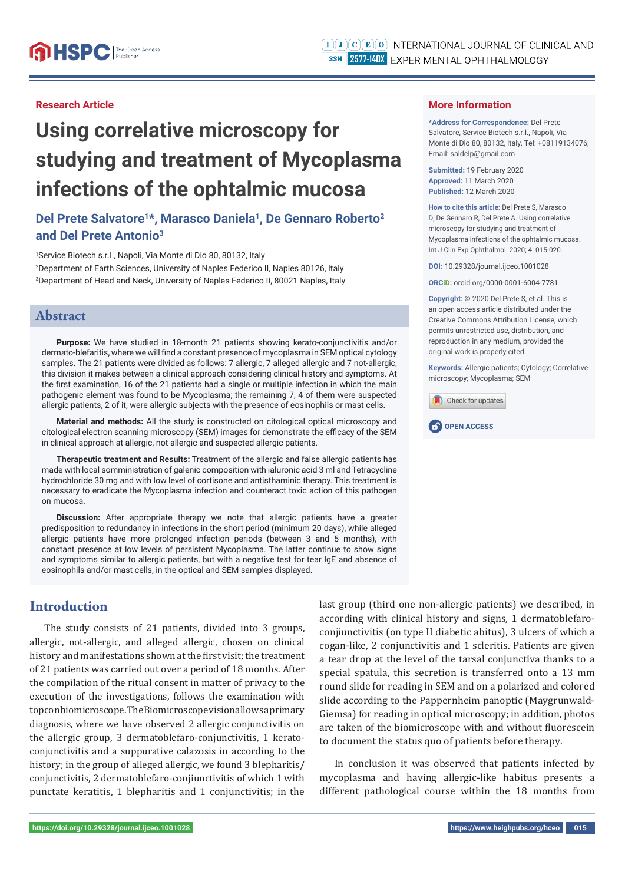Research Article

# Using correlative microscopy for studying and treatment of Mycoplasma infections of the ophtalmic mucosa

**Del Prete Salvatore[1]*, Marasco Daniela[1], De Gennaro Roberto[2] and Del Prete Antonio[3]**

[1]Service Biotech s.r.l., Napoli, Via Monte di Dio 80, 80132, Italy
[2]Department of Earth Sciences, University of Naples Federico II, Naples 80126, Italy
[3]Department of Head and Neck, University of Naples Federico II, 80021 Naples, Italy

## More Information

**\*Address for Correspondence:** Del Prete Salvatore, Service Biotech s.r.l., Napoli, Via Monte di Dio 80, 80132, Italy, Tel: +08119134076; Email: saldelp@gmail.com

**Submitted:** 19 February 2020
**Approved:** 11 March 2020
**Published:** 12 March 2020

**How to cite this article:** Del Prete S, Marasco D, De Gennaro R, Del Prete A. Using correlative microscopy for studying and treatment of Mycoplasma infections of the ophtalmic mucosa. Int J Clin Exp Ophthalmol. 2020; 4: 015-020.

**DOI:** 10.29328/journal.ijceo.1001028

**ORCiD:** orcid.org/0000-0001-6004-7781

**Copyright:** © 2020 Del Prete S, et al. This is an open access article distributed under the Creative Commons Attribution License, which permits unrestricted use, distribution, and reproduction in any medium, provided the original work is properly cited.

**Keywords:** Allergic patients; Cytology; Correlative microscopy; Mycoplasma; SEM

OPEN ACCESS

## Abstract

**Purpose:** We have studied in 18-month 21 patients showing kerato-conjunctivitis and/or dermato-blefaritis, where we will find a constant presence of mycoplasma in SEM optical cytology samples. The 21 patients were divided as follows: 7 allergic, 7 alleged allergic and 7 not-allergic, this division it makes between a clinical approach considering clinical history and symptoms. At the first examination, 16 of the 21 patients had a single or multiple infection in which the main pathogenic element was found to be Mycoplasma; the remaining 7, 4 of them were suspected allergic patients, 2 of it, were allergic subjects with the presence of eosinophils or mast cells.

**Material and methods:** All the study is constructed on citological optical microscopy and citological electron scanning microscopy (SEM) images for demonstrate the efficacy of the SEM in clinical approach at allergic, not allergic and suspected allergic patients.

**Therapeutic treatment and Results:** Treatment of the allergic and false allergic patients has made with local somministration of galenic composition with ialuronic acid 3 ml and Tetracycline hydrochloride 30 mg and with low level of cortisone and antisthaminic therapy. This treatment is necessary to eradicate the Mycoplasma infection and counteract toxic action of this pathogen on mucosa.

**Discussion:** After appropriate therapy we note that allergic patients have a greater predisposition to redundancy in infections in the short period (minimum 20 days), while alleged allergic patients have more prolonged infection periods (between 3 and 5 months), with constant presence at low levels of persistent Mycoplasma. The latter continue to show signs and symptoms similar to allergic patients, but with a negative test for tear IgE and absence of eosinophils and/or mast cells, in the optical and SEM samples displayed.

## Introduction

The study consists of 21 patients, divided into 3 groups, allergic, not-allergic, and alleged allergic, chosen on clinical history and manifestations shown at the first visit; the treatment of 21 patients was carried out over a period of 18 months. After the compilation of the ritual consent in matter of privacy to the execution of the investigations, follows the examination with topconbiomicroscope.TheBiomicroscopevisionallowsaprimary diagnosis, where we have observed 2 allergic conjunctivitis on the allergic group, 3 dermatoblefaro-conjunctivitis, 1 kerato-conjunctivitis and a suppurative calazosis in according to the history; in the group of alleged allergic, we found 3 blepharitis/conjunctivitis, 2 dermatoblefaro-conjiunctivitis of which 1 with punctate keratitis, 1 blepharitis and 1 conjunctivitis; in the last group (third one non-allergic patients) we described, in according with clinical history and signs, 1 dermatoblefaro-conjunctivitis (on type II diabetic abitus), 3 ulcers of which a cogan-like, 2 conjunctivitis and 1 scleritis. Patients are given a tear drop at the level of the tarsal conjunctiva thanks to a special spatula, this secretion is transferred onto a 13 mm round slide for reading in SEM and on a polarized and colored slide according to the Pappernheim panoptic (Maygrunwald-Giemsa) for reading in optical microscopy; in addition, photos are taken of the biomicroscope with and without fluorescein to document the status quo of patients before therapy.

In conclusion it was observed that patients infected by mycoplasma and having allergic-like habitus presents a different pathological course within the 18 months from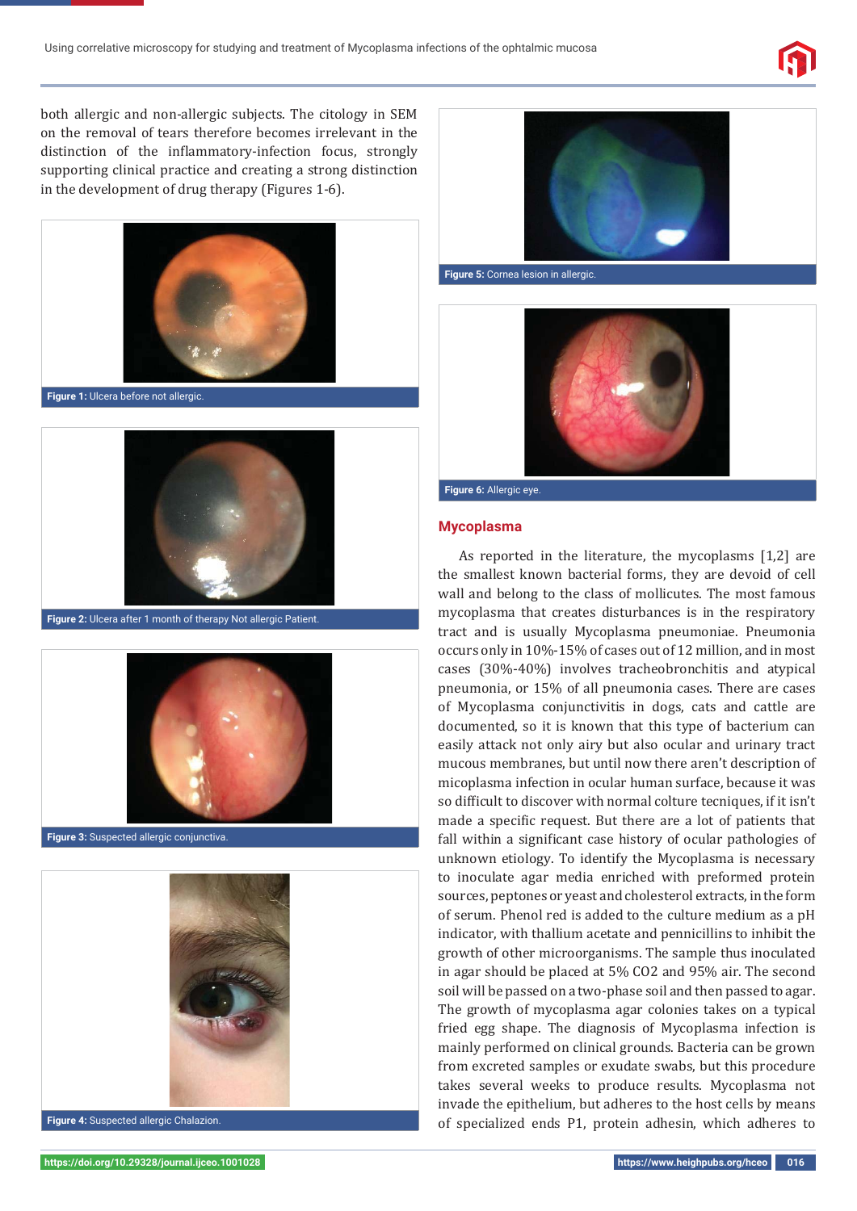both allergic and non-allergic subjects. The citology in SEM on the removal of tears therefore becomes irrelevant in the distinction of the inflammatory-infection focus, strongly supporting clinical practice and creating a strong distinction in the development of drug therapy (Figures 1-6).

**Figure 1:** Ulcera before not allergic.

**Figure 2:** Ulcera after 1 month of therapy Not allergic Patient.

**Figure 3:** Suspected allergic conjunctiva.

**Figure 4:** Suspected allergic Chalazion.

**Figure 5:** Cornea lesion in allergic.

**Figure 6:** Allergic eye.

## Mycoplasma

As reported in the literature, the mycoplasms [1,2] are the smallest known bacterial forms, they are devoid of cell wall and belong to the class of mollicutes. The most famous mycoplasma that creates disturbances is in the respiratory tract and is usually Mycoplasma pneumoniae. Pneumonia occurs only in 10%-15% of cases out of 12 million, and in most cases (30%-40%) involves tracheobronchitis and atypical pneumonia, or 15% of all pneumonia cases. There are cases of Mycoplasma conjunctivitis in dogs, cats and cattle are documented, so it is known that this type of bacterium can easily attack not only airy but also ocular and urinary tract mucous membranes, but until now there aren't description of micoplasma infection in ocular human surface, because it was so difficult to discover with normal colture tecniques, if it isn't made a specific request. But there are a lot of patients that fall within a significant case history of ocular pathologies of unknown etiology. To identify the Mycoplasma is necessary to inoculate agar media enriched with preformed protein sources, peptones or yeast and cholesterol extracts, in the form of serum. Phenol red is added to the culture medium as a pH indicator, with thallium acetate and penicillins to inhibit the growth of other microorganisms. The sample thus inoculated in agar should be placed at 5% $CO_2$ and 95% air. The second soil will be passed on a two-phase soil and then passed to agar. The growth of mycoplasma agar colonies takes on a typical fried egg shape. The diagnosis of Mycoplasma infection is mainly performed on clinical grounds. Bacteria can be grown from excreted samples or exudate swabs, but this procedure takes several weeks to produce results. Mycoplasma not invade the epithelium, but adheres to the host cells by means of specialized ends P1, protein adhesin, which adheres to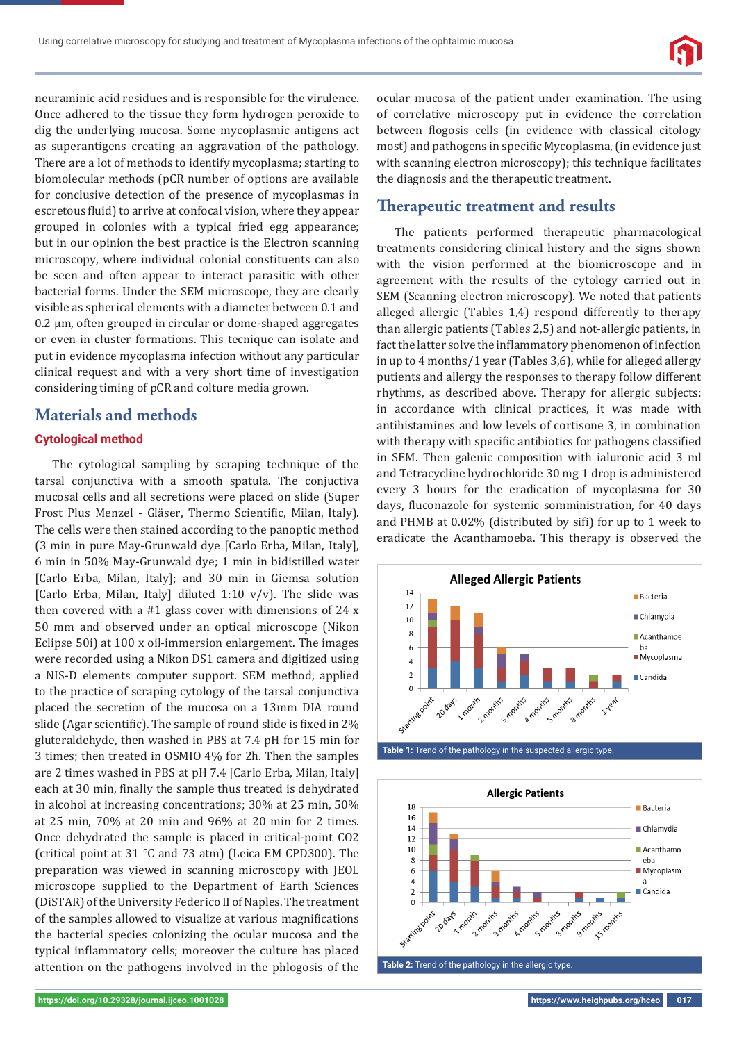neuraminic acid residues and is responsible for the virulence. Once adhered to the tissue they form hydrogen peroxide to dig the underlying mucosa. Some mycoplasmic antigens act as superantigens creating an aggravation of the pathology. There are a lot of methods to identify mycoplasma; starting to biomolecular methods (pCR number of options are available for conclusive detection of the presence of mycoplasmas in escretous fluid) to arrive at confocal vision, where they appear grouped in colonies with a typical fried egg appearance; but in our opinion the best practice is the Electron scanning microscopy, where individual colonial constituents can also be seen and often appear to interact parasitic with other bacterial forms. Under the SEM microscope, they are clearly visible as spherical elements with a diameter between 0.1 and 0.2 μm, often grouped in circular or dome-shaped aggregates or even in cluster formations. This tecnique can isolate and put in evidence mycoplasma infection without any particular clinical request and with a very short time of investigation considering timing of pCR and colture media grown.

## Materials and methods

### Cytological method

The cytological sampling by scraping technique of the tarsal conjunctiva with a smooth spatula. The conjuctiva mucosal cells and all secretions were placed on slide (Super Frost Plus Menzel - Gläser, Thermo Scientific, Milan, Italy). The cells were then stained according to the panoptic method (3 min in pure May-Grunwald dye [Carlo Erba, Milan, Italy], 6 min in 50% May-Grunwald dye; 1 min in bidistilled water [Carlo Erba, Milan, Italy]; and 30 min in Giemsa solution [Carlo Erba, Milan, Italy] diluted 1:10 v/v). The slide was then covered with a #1 glass cover with dimensions of 24 x 50 mm and observed under an optical microscope (Nikon Eclipse 50i) at 100 x oil-immersion enlargement. The images were recorded using a Nikon DS1 camera and digitized using a NIS-D elements computer support. SEM method, applied to the practice of scraping cytology of the tarsal conjunctiva placed the secretion of the mucosa on a 13mm DIA round slide (Agar scientific). The sample of round slide is fixed in 2% gluteraldehyde, then washed in PBS at 7.4 pH for 15 min for 3 times; then treated in OSMIO 4% for 2h. Then the samples are 2 times washed in PBS at pH 7.4 [Carlo Erba, Milan, Italy] each at 30 min, finally the sample thus treated is dehydrated in alcohol at increasing concentrations; 30% at 25 min, 50% at 25 min, 70% at 20 min and 96% at 20 min for 2 times. Once dehydrated the sample is placed in critical-point CO2 (critical point at 31 °C and 73 atm) (Leica EM CPD300). The preparation was viewed in scanning microscopy with JEOL microscope supplied to the Department of Earth Sciences (DiSTAR) of the University Federico II of Naples. The treatment of the samples allowed to visualize at various magnifications the bacterial species colonizing the ocular mucosa and the typical inflammatory cells; moreover the culture has placed attention on the pathogens involved in the phlogosis of the ocular mucosa of the patient under examination. The using of correlative microscopy put in evidence the correlation between flogosis cells (in evidence with classical citology most) and pathogens in specific Mycoplasma, (in evidence just with scanning electron microscopy); this technique facilitates the diagnosis and the therapeutic treatment.

## Therapeutic treatment and results

The patients performed therapeutic pharmacological treatments considering clinical history and the signs shown with the vision performed at the biomicroscope and in agreement with the results of the cytology carried out in SEM (Scanning electron microscopy). We noted that patients alleged allergic (Tables 1,4) respond differently to therapy than allergic patients (Tables 2,5) and not-allergic patients, in fact the latter solve the inflammatory phenomenon of infection in up to 4 months/1 year (Tables 3,6), while for alleged allergy putients and allergy the responses to therapy follow different rhythms, as described above. Therapy for allergic subjects: in accordance with clinical practices, it was made with antihistamines and low levels of cortisone 3, in combination with therapy with specific antibiotics for pathogens classified in SEM. Then galenic composition with ialuronic acid 3 ml and Tetracycline hydrochloride 30 mg 1 drop is administered every 3 hours for the eradication of mycoplasma for 30 days, fluconazole for systemic somministration, for 40 days and PHMB at 0.02% (distributed by sifi) for up to 1 week to eradicate the Acanthamoeba. This therapy is observed the

**Alleged Allergic Patients**

(Stacked bar chart; series: Bacteria, Chlamydia, Acanthamoeba, Mycoplasma, Candida; x-axis: Starting point, 20 days, 1 month, 2 months, 3 months, 4 months, 5 months, 8 months, 1 year; y-axis 0–14)

**Table 1:** Trend of the pathology in the suspected allergic type.

**Allergic Patients**

(Stacked bar chart; series: Bacteria, Chlamydia, Acanthamoeba, Mycoplasma, Candida; x-axis: Starting point, 20 days, 1 month, 2 months, 3 months, 4 months, 5 months, 8 months, 9 months, 15 months; y-axis 0–18)

**Table 2:** Trend of the pathology in the allergic type.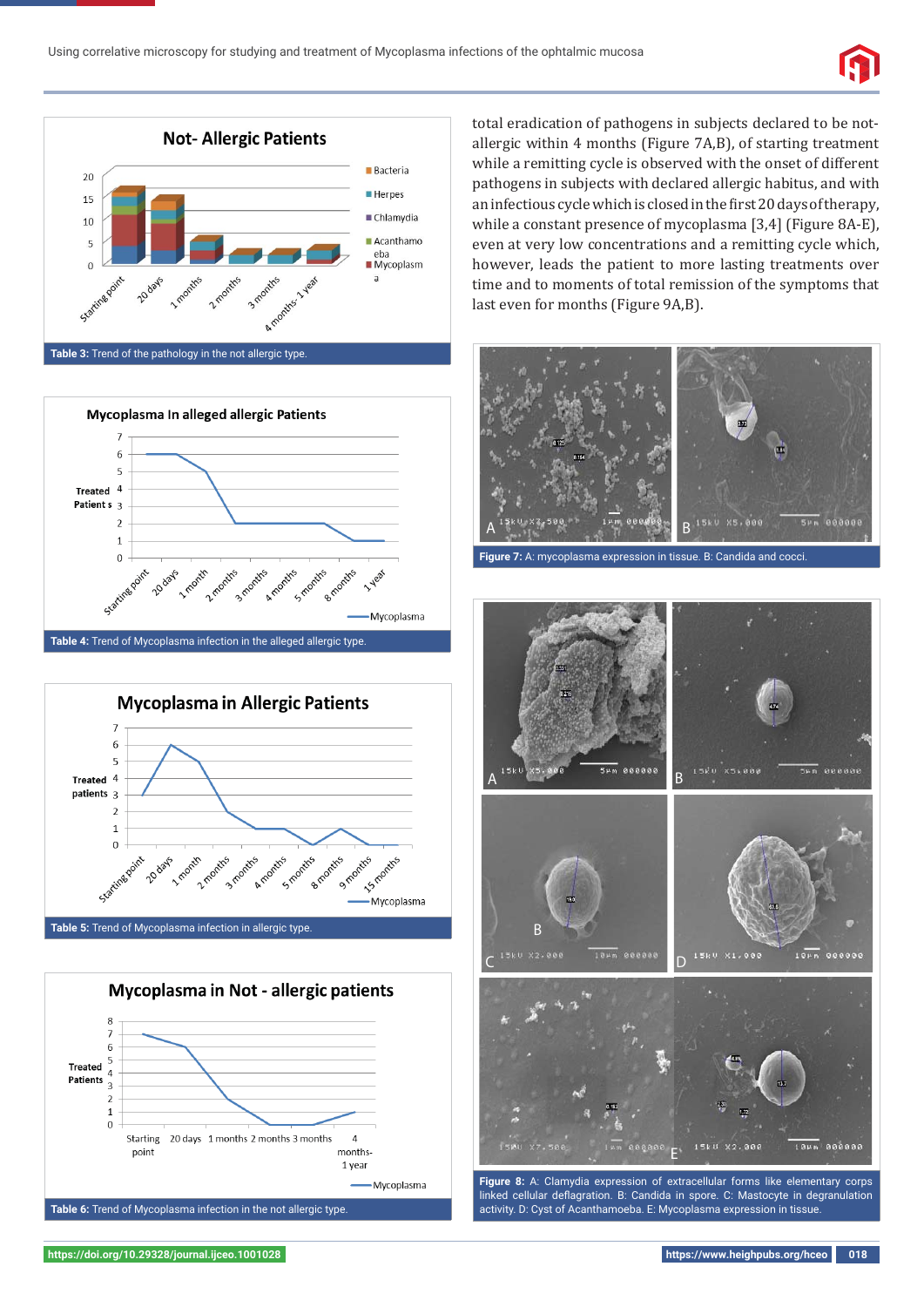total eradication of pathogens in subjects declared to be not-allergic within 4 months (Figure 7A,B), of starting treatment while a remitting cycle is observed with the onset of different pathogens in subjects with declared allergic habitus, and with an infectious cycle which is closed in the first 20 days of therapy, while a constant presence of mycoplasma [3,4] (Figure 8A-E), even at very low concentrations and a remitting cycle which, however, leads the patient to more lasting treatments over time and to moments of total remission of the symptoms that last even for months (Figure 9A,B).

**Table 3:** Trend of the pathology in the not allergic type.

**Table 4:** Trend of Mycoplasma infection in the alleged allergic type.

**Table 5:** Trend of Mycoplasma infection in allergic type.

**Table 6:** Trend of Mycoplasma infection in the not allergic type.

**Figure 7:** A: mycoplasma expression in tissue. B: Candida and cocci.

**Figure 8:** A: Clamydia expression of extracellular forms like elementary corps linked cellular deflagration. B: Candida in spore. C: Mastocyte in degranulation activity. D: Cyst of Acanthamoeba. E: Mycoplasma expression in tissue.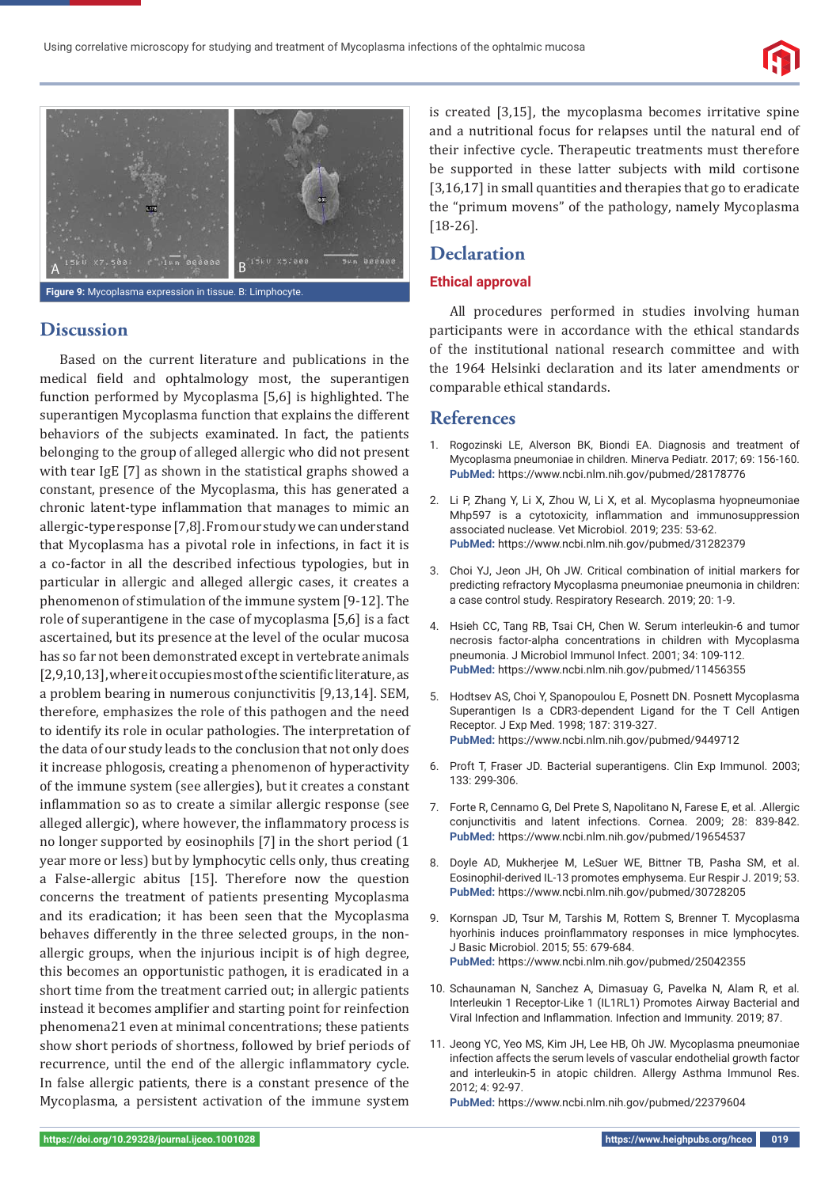Figure 9: Mycoplasma expression in tissue. B: Limphocyte.

## Discussion

Based on the current literature and publications in the medical field and ophtalmology most, the superantigen function performed by Mycoplasma [5,6] is highlighted. The superantigen Mycoplasma function that explains the different behaviors of the subjects examinated. In fact, the patients belonging to the group of alleged allergic who did not present with tear IgE [7] as shown in the statistical graphs showed a constant, presence of the Mycoplasma, this has generated a chronic latent-type inflammation that manages to mimic an allergic-type response [7,8]. From our study we can understand that Mycoplasma has a pivotal role in infections, in fact it is a co-factor in all the described infectious typologies, but in particular in allergic and alleged allergic cases, it creates a phenomenon of stimulation of the immune system [9-12]. The role of superantigene in the case of mycoplasma [5,6] is a fact ascertained, but its presence at the level of the ocular mucosa has so far not been demonstrated except in vertebrate animals [2,9,10,13], where it occupies most of the scientific literature, as a problem bearing in numerous conjunctivitis [9,13,14]. SEM, therefore, emphasizes the role of this pathogen and the need to identify its role in ocular pathologies. The interpretation of the data of our study leads to the conclusion that not only does it increase phlogosis, creating a phenomenon of hyperactivity of the immune system (see allergies), but it creates a constant inflammation so as to create a similar allergic response (see alleged allergic), where however, the inflammatory process is no longer supported by eosinophils [7] in the short period (1 year more or less) but by lymphocytic cells only, thus creating a False-allergic abitus [15]. Therefore now the question concerns the treatment of patients presenting Mycoplasma and its eradication; it has been seen that the Mycoplasma behaves differently in the three selected groups, in the non-allergic groups, when the injurious incipit is of high degree, this becomes an opportunistic pathogen, it is eradicated in a short time from the treatment carried out; in allergic patients instead it becomes amplifier and starting point for reinfection phenomena21 even at minimal concentrations; these patients show short periods of shortness, followed by brief periods of recurrence, until the end of the allergic inflammatory cycle. In false allergic patients, there is a constant presence of the Mycoplasma, a persistent activation of the immune system is created [3,15], the mycoplasma becomes irritative spine and a nutritional focus for relapses until the natural end of their infective cycle. Therapeutic treatments must therefore be supported in these latter subjects with mild cortisone [3,16,17] in small quantities and therapies that go to eradicate the "primum movens" of the pathology, namely Mycoplasma [18-26].

## Declaration

### Ethical approval

All procedures performed in studies involving human participants were in accordance with the ethical standards of the institutional national research committee and with the 1964 Helsinki declaration and its later amendments or comparable ethical standards.

## References

1. Rogozinski LE, Alverson BK, Biondi EA. Diagnosis and treatment of Mycoplasma pneumoniae in children. Minerva Pediatr. 2017; 69: 156-160. **PubMed:** https://www.ncbi.nlm.nih.gov/pubmed/28178776

2. Li P, Zhang Y, Li X, Zhou W, Li X, et al. Mycoplasma hyopneumoniae Mhp597 is a cytotoxicity, inflammation and immunosuppression associated nuclease. Vet Microbiol. 2019; 235: 53-62. **PubMed:** https://www.ncbi.nlm.nih.gov/pubmed/31282379

3. Choi YJ, Jeon JH, Oh JW. Critical combination of initial markers for predicting refractory Mycoplasma pneumoniae pneumonia in children: a case control study. Respiratory Research. 2019; 20: 1-9.

4. Hsieh CC, Tang RB, Tsai CH, Chen W. Serum interleukin-6 and tumor necrosis factor-alpha concentrations in children with Mycoplasma pneumonia. J Microbiol Immunol Infect. 2001; 34: 109-112. **PubMed:** https://www.ncbi.nlm.nih.gov/pubmed/11456355

5. Hodtsev AS, Choi Y, Spanopoulou E, Posnett DN. Posnett Mycoplasma Superantigen Is a CDR3-dependent Ligand for the T Cell Antigen Receptor. J Exp Med. 1998; 187: 319-327. **PubMed:** https://www.ncbi.nlm.nih.gov/pubmed/9449712

6. Proft T, Fraser JD. Bacterial superantigens. Clin Exp Immunol. 2003; 133: 299-306.

7. Forte R, Cennamo G, Del Prete S, Napolitano N, Farese E, et al. .Allergic conjunctivitis and latent infections. Cornea. 2009; 28: 839-842. **PubMed:** https://www.ncbi.nlm.nih.gov/pubmed/19654537

8. Doyle AD, Mukherjee M, LeSuer WE, Bittner TB, Pasha SM, et al. Eosinophil-derived IL-13 promotes emphysema. Eur Respir J. 2019; 53. **PubMed:** https://www.ncbi.nlm.nih.gov/pubmed/30728205

9. Kornspan JD, Tsur M, Tarshis M, Rottem S, Brenner T. Mycoplasma hyorhinis induces proinflammatory responses in mice lymphocytes. J Basic Microbiol. 2015; 55: 679-684. **PubMed:** https://www.ncbi.nlm.nih.gov/pubmed/25042355

10. Schaunaman N, Sanchez A, Dimasuay G, Pavelka N, Alam R, et al. Interleukin 1 Receptor-Like 1 (IL1RL1) Promotes Airway Bacterial and Viral Infection and Inflammation. Infection and Immunity. 2019; 87.

11. Jeong YC, Yeo MS, Kim JH, Lee HB, Oh JW. Mycoplasma pneumoniae infection affects the serum levels of vascular endothelial growth factor and interleukin-5 in atopic children. Allergy Asthma Immunol Res. 2012; 4: 92-97. **PubMed:** https://www.ncbi.nlm.nih.gov/pubmed/22379604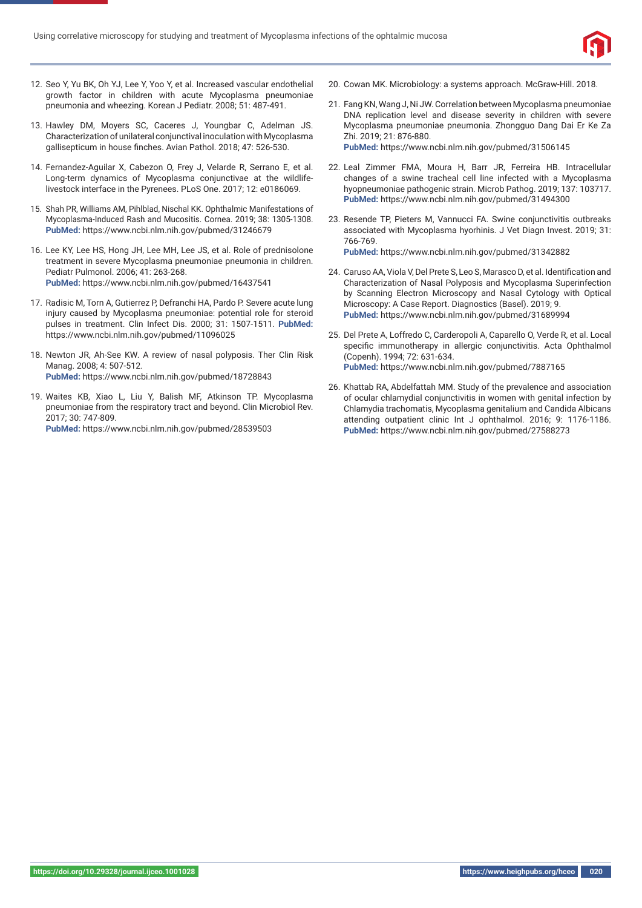12. Seo Y, Yu BK, Oh YJ, Lee Y, Yoo Y, et al. Increased vascular endothelial growth factor in children with acute Mycoplasma pneumoniae pneumonia and wheezing. Korean J Pediatr. 2008; 51: 487-491.

13. Hawley DM, Moyers SC, Caceres J, Youngbar C, Adelman JS. Characterization of unilateral conjunctival inoculation with Mycoplasma gallisepticum in house finches. Avian Pathol. 2018; 47: 526-530.

14. Fernandez-Aguilar X, Cabezon O, Frey J, Velarde R, Serrano E, et al. Long-term dynamics of Mycoplasma conjunctivae at the wildlife-livestock interface in the Pyrenees. PLoS One. 2017; 12: e0186069.

15. Shah PR, Williams AM, Pihlblad, Nischal KK. Ophthalmic Manifestations of Mycoplasma-Induced Rash and Mucositis. Cornea. 2019; 38: 1305-1308. **PubMed:** https://www.ncbi.nlm.nih.gov/pubmed/31246679

16. Lee KY, Lee HS, Hong JH, Lee MH, Lee JS, et al. Role of prednisolone treatment in severe Mycoplasma pneumoniae pneumonia in children. Pediatr Pulmonol. 2006; 41: 263-268. **PubMed:** https://www.ncbi.nlm.nih.gov/pubmed/16437541

17. Radisic M, Torn A, Gutierrez P, Defranchi HA, Pardo P. Severe acute lung injury caused by Mycoplasma pneumoniae: potential role for steroid pulses in treatment. Clin Infect Dis. 2000; 31: 1507-1511. **PubMed:** https://www.ncbi.nlm.nih.gov/pubmed/11096025

18. Newton JR, Ah-See KW. A review of nasal polyposis. Ther Clin Risk Manag. 2008; 4: 507-512. **PubMed:** https://www.ncbi.nlm.nih.gov/pubmed/18728843

19. Waites KB, Xiao L, Liu Y, Balish MF, Atkinson TP. Mycoplasma pneumoniae from the respiratory tract and beyond. Clin Microbiol Rev. 2017; 30: 747-809. **PubMed:** https://www.ncbi.nlm.nih.gov/pubmed/28539503

20. Cowan MK. Microbiology: a systems approach. McGraw-Hill. 2018.

21. Fang KN, Wang J, Ni JW. Correlation between Mycoplasma pneumoniae DNA replication level and disease severity in children with severe Mycoplasma pneumoniae pneumonia. Zhongguo Dang Dai Er Ke Za Zhi. 2019; 21: 876-880. **PubMed:** https://www.ncbi.nlm.nih.gov/pubmed/31506145

22. Leal Zimmer FMA, Moura H, Barr JR, Ferreira HB. Intracellular changes of a swine tracheal cell line infected with a Mycoplasma hyopneumoniae pathogenic strain. Microb Pathog. 2019; 137: 103717. **PubMed:** https://www.ncbi.nlm.nih.gov/pubmed/31494300

23. Resende TP, Pieters M, Vannucci FA. Swine conjunctivitis outbreaks associated with Mycoplasma hyorhinis. J Vet Diagn Invest. 2019; 31: 766-769. **PubMed:** https://www.ncbi.nlm.nih.gov/pubmed/31342882

24. Caruso AA, Viola V, Del Prete S, Leo S, Marasco D, et al. Identification and Characterization of Nasal Polyposis and Mycoplasma Superinfection by Scanning Electron Microscopy and Nasal Cytology with Optical Microscopy: A Case Report. Diagnostics (Basel). 2019; 9. **PubMed:** https://www.ncbi.nlm.nih.gov/pubmed/31689994

25. Del Prete A, Loffredo C, Carderopoli A, Caparello O, Verde R, et al. Local specific immunotherapy in allergic conjunctivitis. Acta Ophthalmol (Copenh). 1994; 72: 631-634. **PubMed:** https://www.ncbi.nlm.nih.gov/pubmed/7887165

26. Khattab RA, Abdelfattah MM. Study of the prevalence and association of ocular chlamydial conjunctivitis in women with genital infection by Chlamydia trachomatis, Mycoplasma genitalium and Candida Albicans attending outpatient clinic Int J ophthalmol. 2016; 9: 1176-1186. **PubMed:** https://www.ncbi.nlm.nih.gov/pubmed/27588273